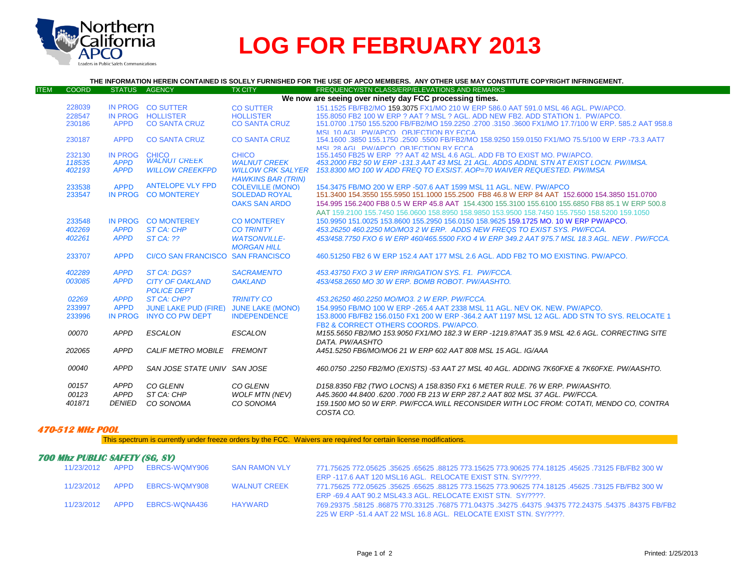# LOG FOR FEBRUARY 2013

**THE INFORMATION HEREIN CONTAINED IS SOLELY FURNISHED FOR THE USE OF APCO MEMBERS. ANY OTHER USE MAY CONSTITUTE COPYRIGHT INFRINGEMENT.**

| ITEM | COORD | STATUS | AGENCY | TX CITY | FREQUENCY/STN CLASS/ERP/ELEVATIONS AND REMARKS |
|---|---|---|---|---|---|
| | | | | | **We now are seeing over ninety day FCC processing times.** |
| | 228039 | IN PROG | CO SUTTER | CO SUTTER | 151.1525 FB/FB2/MO 159.3075 FX1/MO 210 W ERP 586.0 AAT 591.0 MSL 46 AGL. PW/APCO. |
| | 228547 | IN PROG | HOLLISTER | HOLLISTER | 155.8050 FB2 100 W ERP ? AAT ? MSL ? AGL. ADD NEW FB2. ADD STATION 1. PW/APCO. |
| | 230186 | APPD | CO SANTA CRUZ | CO SANTA CRUZ | 151.0700 .1750 155.5200 FB/FB2/MO 159.2250 .2700 .3150 .3600 FX1/MO 17.7/100 W ERP. 585.2 AAT 958.8 MSL 10 AGL. PW/APCO. OBJECTION BY FCCA. |
| | 230187 | APPD | CO SANTA CRUZ | CO SANTA CRUZ | 154.1600 .3850 155.1750 .2500 .5500 FB/FB2/MO 158.9250 159.0150 FX1/MO 75.5/100 W ERP -73.3 AAT7 MSL 28 AGL. PW/APCO. OBJECTION BY FCCA. |
| | 232130 | IN PROG | CHICO | CHICO | 155.1450 FB25 W ERP ?? AAT 42 MSL 4.6 AGL. ADD FB TO EXIST MO. PW/APCO. |
| | *118535* | *APPD* | *WALNUT CREEK* | *WALNUT CREEK* | *453.2000 FB2 50 W ERP -131.3 AAT 43 MSL 21 AGL. ADDS ADDNL STN AT EXIST LOCN. PW/IMSA.* |
| | *402193* | *APPD* | *WILLOW CREEKFPD* | *WILLOW CRK SALYER HAWKINS BAR (TRIN)* | *153.8300 MO 100 W ADD FREQ TO EXSIST. AOP=70 WAIVER REQUESTED. PW/IMSA* |
| | 233538 | APPD | ANTELOPE VLY FPD | COLEVILLE (MONO) | 154.3475 FB/MO 200 W ERP -507.6 AAT 1599 MSL 11 AGL. NEW. PW/APCO |
| | 233547 | IN PROG | CO MONTEREY | SOLEDAD ROYAL OAKS SAN ARDO | 151.3400 154.3550 155.5950 151.1000 155.2500 FB8 46.8 W ERP 84 AAT 152.6000 154.3850 151.0700 154.995 156.2400 FB8 0.5 W ERP 45.8 AAT 154.4300 155.3100 155.6100 155.6850 FB8 85.1 W ERP 500.8 AAT 159.2100 155.7450 156.0600 158.8950 158.9850 153.9500 158.7450 155.7550 158.5200 159.1050 |
| | 233548 | IN PROG | CO MONTEREY | CO MONTEREY | 150.9950 151.0025 153.8600 155.2950 156.0150 158.9625 159.1725 MO. 10 W ERP PW/APCO. |
| | *402269* | *APPD* | *ST CA: CHP* | *CO TRINITY* | *453.26250 460.2250 MO/MO3 2 W ERP. ADDS NEW FREQS TO EXIST SYS. PW/FCCA.* |
| | *402261* | *APPD* | *ST CA: ??* | *WATSONVILLE-MORGAN HILL* | *453/458.7750 FXO 6 W ERP 460/465.5500 FXO 4 W ERP 349.2 AAT 975.7 MSL 18.3 AGL. NEW . PW/FCCA.* |
| | 233707 | APPD | CI/CO SAN FRANCISCO | SAN FRANCISCO | 460.51250 FB2 6 W ERP 152.4 AAT 177 MSL 2.6 AGL. ADD FB2 TO MO EXISTING. PW/APCO. |
| | *402289* | *APPD* | *ST CA: DGS?* | *SACRAMENTO* | *453.43750 FXO 3 W ERP IRRIGATION SYS. F1. PW/FCCA.* |
| | *003085* | *APPD* | *CITY OF OAKLAND POLICE DEPT* | *OAKLAND* | *453/458.2650 MO 30 W ERP. BOMB ROBOT. PW/AASHTO.* |
| | *02269* | *APPD* | *ST CA: CHP?* | *TRINITY CO* | *453.26250 460.2250 MO/MO3. 2 W ERP. PW/FCCA.* |
| | 233997 | APPD | JUNE LAKE PUD (FIRE) | JUNE LAKE (MONO) | 154.9950 FB/MO 100 W ERP -265.4 AAT 2338 MSL 11 AGL. NEV OK. NEW. PW/APCO. |
| | 233996 | IN PROG | INYO CO PW DEPT | INDEPENDENCE | 153.8000 FB/FB2 156.0150 FX1 200 W ERP -364.2 AAT 1197 MSL 12 AGL. ADD STN TO SYS. RELOCATE 1 FB2 & CORRECT OTHERS COORDS. PW/APCO. |
| | *00070* | *APPD* | *ESCALON* | *ESCALON* | *M155.5650 FB2/MO 153.9050 FX1/MO 182.3 W ERP -1219.8?AAT 35.9 MSL 42.6 AGL. CORRECTING SITE DATA. PW/AASHTO* |
| | *202065* | *APPD* | *CALIF METRO MOBILE* | *FREMONT* | *A451.5250 FB6/MO/MO6 21 W ERP 602 AAT 808 MSL 15 AGL. IG/AAA* |
| | *00040* | *APPD* | *SAN JOSE STATE UNIV* | *SAN JOSE* | *460.0750 .2250 FB2/MO (EXISTS) -53 AAT 27 MSL 40 AGL. ADDING 7K60FXE & 7K60FXE. PW/AASHTO.* |
| | *00157* | *APPD* | *CO GLENN* | *CO GLENN* | *D158.8350 FB2 (TWO LOCNS) A 158.8350 FX1 6 METER RULE. 76 W ERP. PW/AASHTO.* |
| | *00123* | *APPD* | *ST CA: CHP* | *WOLF MTN (NEV)* | *A45.3600 44.8400 .6200 .7000 FB 213 W ERP 287.2 AAT 802 MSL 37 AGL. PW/FCCA.* |
| | *401871* | *DENIED* | *CO SONOMA* | *CO SONOMA* | *159.1500 MO 50 W ERP. PW/FCCA.WILL RECONSIDER WITH LOC FROM: COTATI, MENDO CO, CONTRA COSTA CO.* |

### 470-512 MHz POOL

This spectrum is currently under freeze orders by the FCC. Waivers are required for certain license modifications.

### 700 Mhz PUBLIC SAFETY (SG, SY)

| COORD | STATUS | AGENCY | TX CITY | FREQUENCY/STN CLASS/ERP/ELEVATIONS AND REMARKS |
|---|---|---|---|---|
| 11/23/2012 | APPD | EBRCS-WQMY906 | SAN RAMON VLY | 771.75625 772.05625 .35625 .65625 .88125 773.15625 773.90625 774.18125 .45625 .73125 FB/FB2 300 W ERP -117.6 AAT 120 MSL16 AGL. RELOCATE EXIST STN. SY/????. |
| 11/23/2012 | APPD | EBRCS-WQMY908 | WALNUT CREEK | 771.75625 772.05625 .35625 .65625 .88125 773.15625 773.90625 774.18125 .45625 .73125 FB/FB2 300 W ERP -69.4 AAT 90.2 MSL43.3 AGL. RELOCATE EXIST STN. SY/????. |
| 11/23/2012 | APPD | EBRCS-WQNA436 | HAYWARD | 769.29375 .58125 .86875 770.33125 .76875 771.04375 .34275 .64375 .94375 772.24375 .54375 .84375 FB/FB2 225 W ERP -51.4 AAT 22 MSL 16.8 AGL. RELOCATE EXIST STN. SY/????. |

Printed: 1/25/2013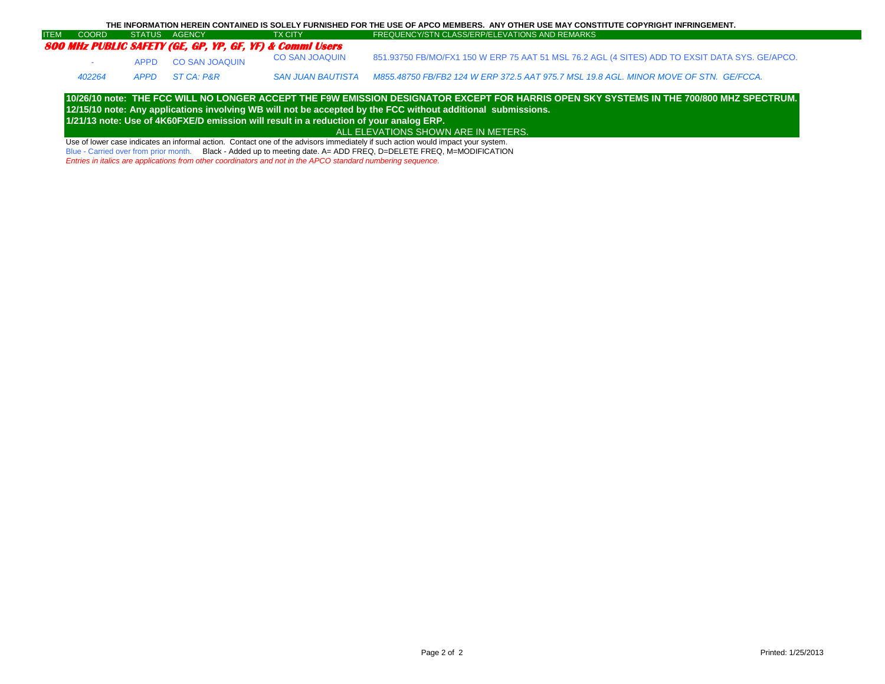**THE INFORMATION HEREIN CONTAINED IS SOLELY FURNISHED FOR THE USE OF APCO MEMBERS. ANY OTHER USE MAY CONSTITUTE COPYRIGHT INFRINGEMENT.**

| ITEM | COORD | STATUS | AGENCY | TX CITY | FREQUENCY/STN CLASS/ERP/ELEVATIONS AND REMARKS |
|---|---|---|---|---|---|
| ***800 MHz PUBLIC SAFETY (GE, GP, YP, GF, YF) & Comml Users*** | | | | | |
| | - | APPD | CO SAN JOAQUIN | CO SAN JOAQUIN | 851.93750 FB/MO/FX1 150 W ERP 75 AAT 51 MSL 76.2 AGL (4 SITES) ADD TO EXSIT DATA SYS. GE/APCO. |
| | *402264* | *APPD* | *ST CA: P&R* | *SAN JUAN BAUTISTA* | *M855.48750 FB/FB2 124 W ERP 372.5 AAT 975.7 MSL 19.8 AGL. MINOR MOVE OF STN. GE/FCCA.* |

**10/26/10 note: THE FCC WILL NO LONGER ACCEPT THE F9W EMISSION DESIGNATOR EXCEPT FOR HARRIS OPEN SKY SYSTEMS IN THE 700/800 MHZ SPECTRUM.**
**12/15/10 note: Any applications involving WB will not be accepted by the FCC without additional submissions.**
**1/21/13 note: Use of 4K60FXE/D emission will result in a reduction of your analog ERP.**

ALL ELEVATIONS SHOWN ARE IN METERS.

Use of lower case indicates an informal action. Contact one of the advisors immediately if such action would impact your system.

Blue - Carried over from prior month. Black - Added up to meeting date. A= ADD FREQ, D=DELETE FREQ, M=MODIFICATION

*Entries in italics are applications from other coordinators and not in the APCO standard numbering sequence.*

Printed: 1/25/2013